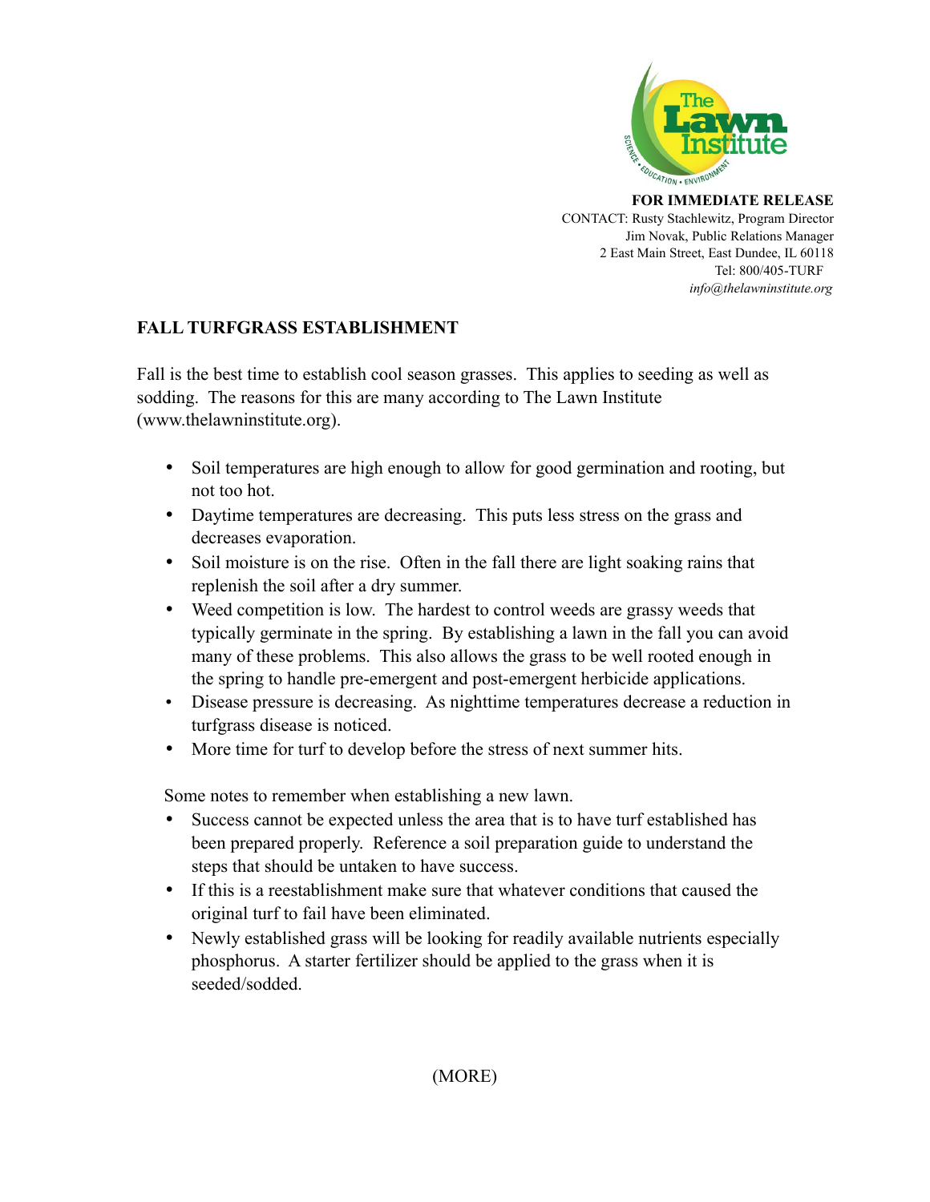**FOR IMMEDIATE RELEASE**
CONTACT: Rusty Stachlewitz, Program Director
Jim Novak, Public Relations Manager
2 East Main Street, East Dundee, IL 60118
Tel: 800/405-TURF
*info@thelawninstitute.org*

## FALL TURFGRASS ESTABLISHMENT

Fall is the best time to establish cool season grasses. This applies to seeding as well as sodding. The reasons for this are many according to The Lawn Institute (www.thelawninstitute.org).

- Soil temperatures are high enough to allow for good germination and rooting, but not too hot.
- Daytime temperatures are decreasing. This puts less stress on the grass and decreases evaporation.
- Soil moisture is on the rise. Often in the fall there are light soaking rains that replenish the soil after a dry summer.
- Weed competition is low. The hardest to control weeds are grassy weeds that typically germinate in the spring. By establishing a lawn in the fall you can avoid many of these problems. This also allows the grass to be well rooted enough in the spring to handle pre-emergent and post-emergent herbicide applications.
- Disease pressure is decreasing. As nighttime temperatures decrease a reduction in turfgrass disease is noticed.
- More time for turf to develop before the stress of next summer hits.

Some notes to remember when establishing a new lawn.

- Success cannot be expected unless the area that is to have turf established has been prepared properly. Reference a soil preparation guide to understand the steps that should be untaken to have success.
- If this is a reestablishment make sure that whatever conditions that caused the original turf to fail have been eliminated.
- Newly established grass will be looking for readily available nutrients especially phosphorus. A starter fertilizer should be applied to the grass when it is seeded/sodded.

(MORE)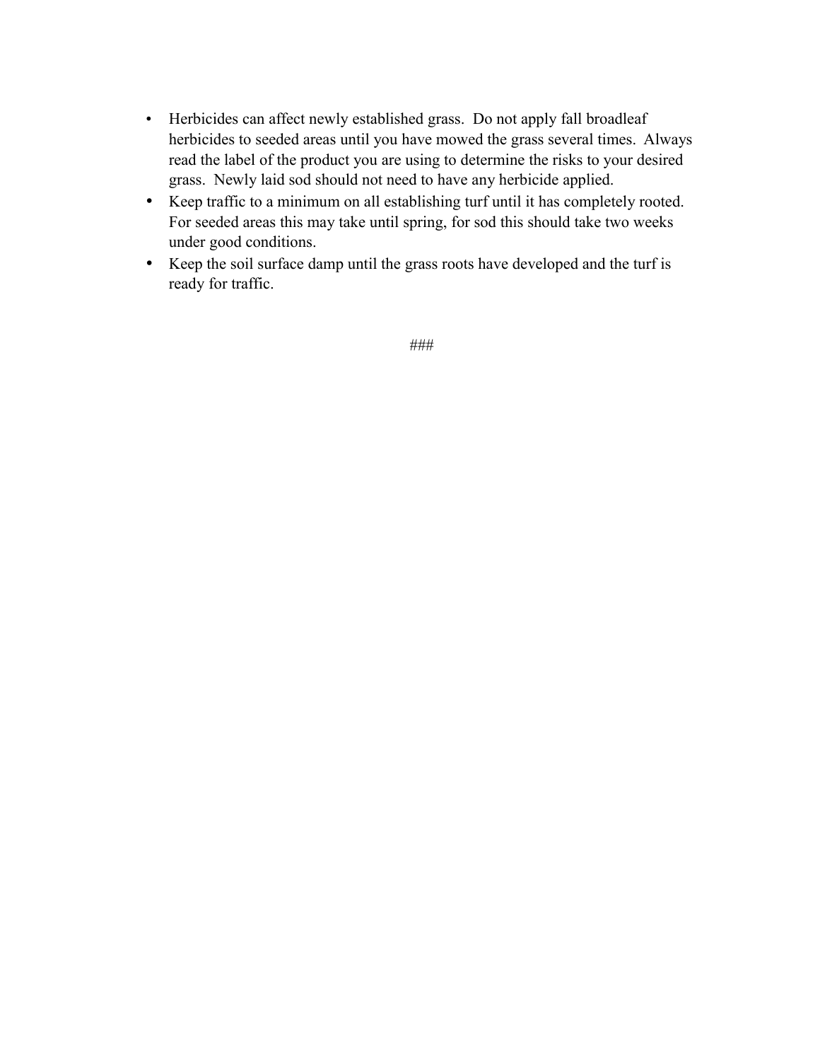- Herbicides can affect newly established grass. Do not apply fall broadleaf herbicides to seeded areas until you have mowed the grass several times. Always read the label of the product you are using to determine the risks to your desired grass. Newly laid sod should not need to have any herbicide applied.
- Keep traffic to a minimum on all establishing turf until it has completely rooted. For seeded areas this may take until spring, for sod this should take two weeks under good conditions.
- Keep the soil surface damp until the grass roots have developed and the turf is ready for traffic.

###